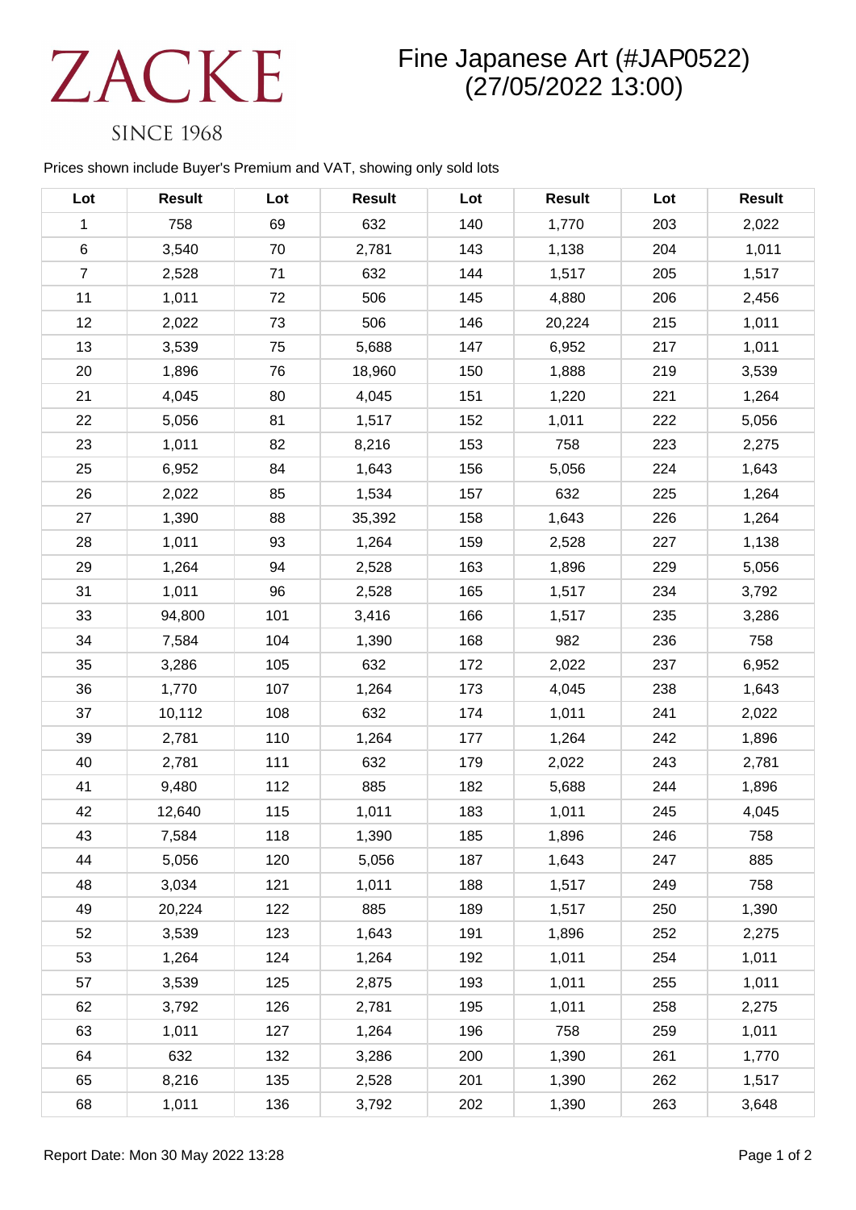ZACKE

SINCE 1968

# Fine Japanese Art (#JAP0522) (27/05/2022 13:00)

Prices shown include Buyer's Premium and VAT, showing only sold lots

| Lot | Result | Lot | Result | Lot | Result | Lot | Result |
|---|---|---|---|---|---|---|---|
| 1 | 758 | 69 | 632 | 140 | 1,770 | 203 | 2,022 |
| 6 | 3,540 | 70 | 2,781 | 143 | 1,138 | 204 | 1,011 |
| 7 | 2,528 | 71 | 632 | 144 | 1,517 | 205 | 1,517 |
| 11 | 1,011 | 72 | 506 | 145 | 4,880 | 206 | 2,456 |
| 12 | 2,022 | 73 | 506 | 146 | 20,224 | 215 | 1,011 |
| 13 | 3,539 | 75 | 5,688 | 147 | 6,952 | 217 | 1,011 |
| 20 | 1,896 | 76 | 18,960 | 150 | 1,888 | 219 | 3,539 |
| 21 | 4,045 | 80 | 4,045 | 151 | 1,220 | 221 | 1,264 |
| 22 | 5,056 | 81 | 1,517 | 152 | 1,011 | 222 | 5,056 |
| 23 | 1,011 | 82 | 8,216 | 153 | 758 | 223 | 2,275 |
| 25 | 6,952 | 84 | 1,643 | 156 | 5,056 | 224 | 1,643 |
| 26 | 2,022 | 85 | 1,534 | 157 | 632 | 225 | 1,264 |
| 27 | 1,390 | 88 | 35,392 | 158 | 1,643 | 226 | 1,264 |
| 28 | 1,011 | 93 | 1,264 | 159 | 2,528 | 227 | 1,138 |
| 29 | 1,264 | 94 | 2,528 | 163 | 1,896 | 229 | 5,056 |
| 31 | 1,011 | 96 | 2,528 | 165 | 1,517 | 234 | 3,792 |
| 33 | 94,800 | 101 | 3,416 | 166 | 1,517 | 235 | 3,286 |
| 34 | 7,584 | 104 | 1,390 | 168 | 982 | 236 | 758 |
| 35 | 3,286 | 105 | 632 | 172 | 2,022 | 237 | 6,952 |
| 36 | 1,770 | 107 | 1,264 | 173 | 4,045 | 238 | 1,643 |
| 37 | 10,112 | 108 | 632 | 174 | 1,011 | 241 | 2,022 |
| 39 | 2,781 | 110 | 1,264 | 177 | 1,264 | 242 | 1,896 |
| 40 | 2,781 | 111 | 632 | 179 | 2,022 | 243 | 2,781 |
| 41 | 9,480 | 112 | 885 | 182 | 5,688 | 244 | 1,896 |
| 42 | 12,640 | 115 | 1,011 | 183 | 1,011 | 245 | 4,045 |
| 43 | 7,584 | 118 | 1,390 | 185 | 1,896 | 246 | 758 |
| 44 | 5,056 | 120 | 5,056 | 187 | 1,643 | 247 | 885 |
| 48 | 3,034 | 121 | 1,011 | 188 | 1,517 | 249 | 758 |
| 49 | 20,224 | 122 | 885 | 189 | 1,517 | 250 | 1,390 |
| 52 | 3,539 | 123 | 1,643 | 191 | 1,896 | 252 | 2,275 |
| 53 | 1,264 | 124 | 1,264 | 192 | 1,011 | 254 | 1,011 |
| 57 | 3,539 | 125 | 2,875 | 193 | 1,011 | 255 | 1,011 |
| 62 | 3,792 | 126 | 2,781 | 195 | 1,011 | 258 | 2,275 |
| 63 | 1,011 | 127 | 1,264 | 196 | 758 | 259 | 1,011 |
| 64 | 632 | 132 | 3,286 | 200 | 1,390 | 261 | 1,770 |
| 65 | 8,216 | 135 | 2,528 | 201 | 1,390 | 262 | 1,517 |
| 68 | 1,011 | 136 | 3,792 | 202 | 1,390 | 263 | 3,648 |

Report Date: Mon 30 May 2022 13:28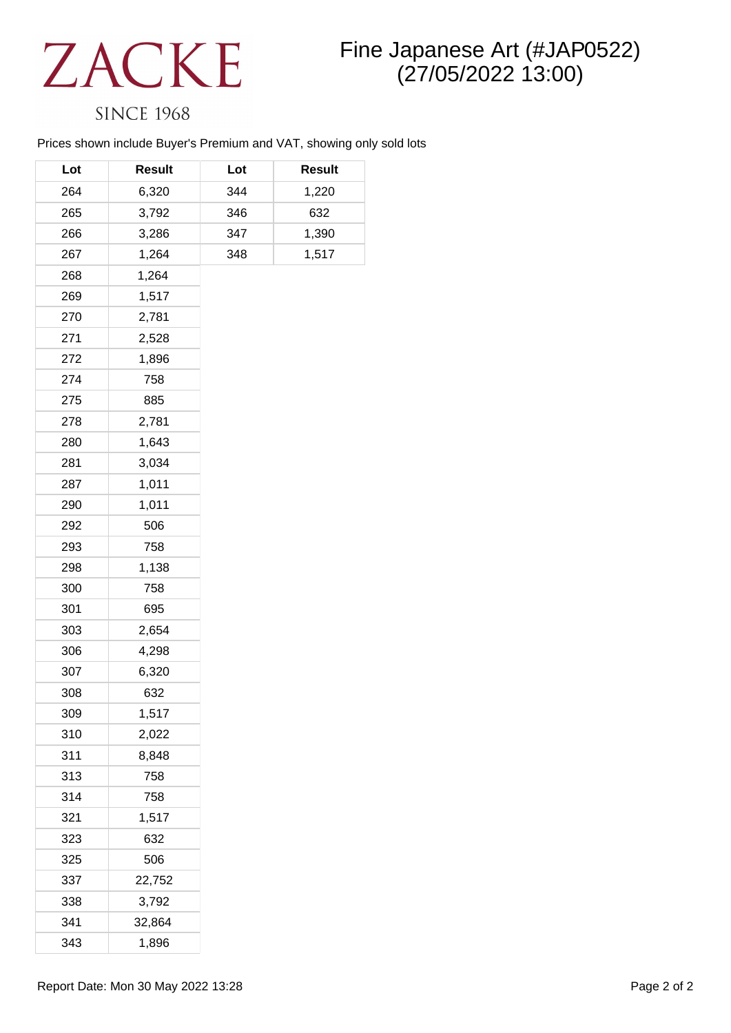ZACKE

SINCE 1968

# Fine Japanese Art (#JAP0522) (27/05/2022 13:00)

Prices shown include Buyer's Premium and VAT, showing only sold lots

| Lot | Result | Lot | Result |
|---|---|---|---|
| 264 | 6,320 | 344 | 1,220 |
| 265 | 3,792 | 346 | 632 |
| 266 | 3,286 | 347 | 1,390 |
| 267 | 1,264 | 348 | 1,517 |
| 268 | 1,264 | | |
| 269 | 1,517 | | |
| 270 | 2,781 | | |
| 271 | 2,528 | | |
| 272 | 1,896 | | |
| 274 | 758 | | |
| 275 | 885 | | |
| 278 | 2,781 | | |
| 280 | 1,643 | | |
| 281 | 3,034 | | |
| 287 | 1,011 | | |
| 290 | 1,011 | | |
| 292 | 506 | | |
| 293 | 758 | | |
| 298 | 1,138 | | |
| 300 | 758 | | |
| 301 | 695 | | |
| 303 | 2,654 | | |
| 306 | 4,298 | | |
| 307 | 6,320 | | |
| 308 | 632 | | |
| 309 | 1,517 | | |
| 310 | 2,022 | | |
| 311 | 8,848 | | |
| 313 | 758 | | |
| 314 | 758 | | |
| 321 | 1,517 | | |
| 323 | 632 | | |
| 325 | 506 | | |
| 337 | 22,752 | | |
| 338 | 3,792 | | |
| 341 | 32,864 | | |
| 343 | 1,896 | | |

Report Date: Mon 30 May 2022 13:28